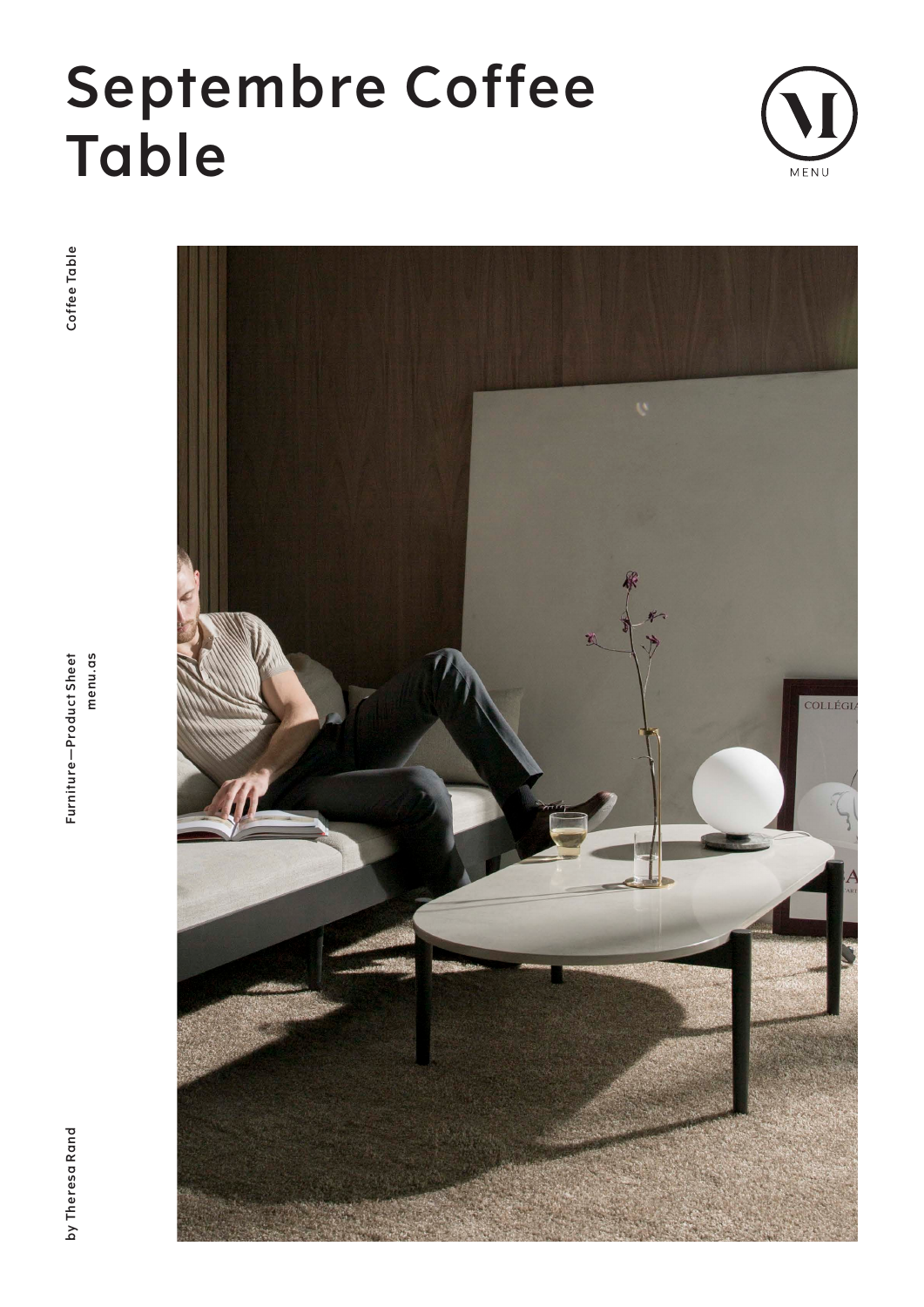# Septembre Coffee Table

MENU

Coffee Table

Furniture—Product Sheet
menu.as

by Theresa Rand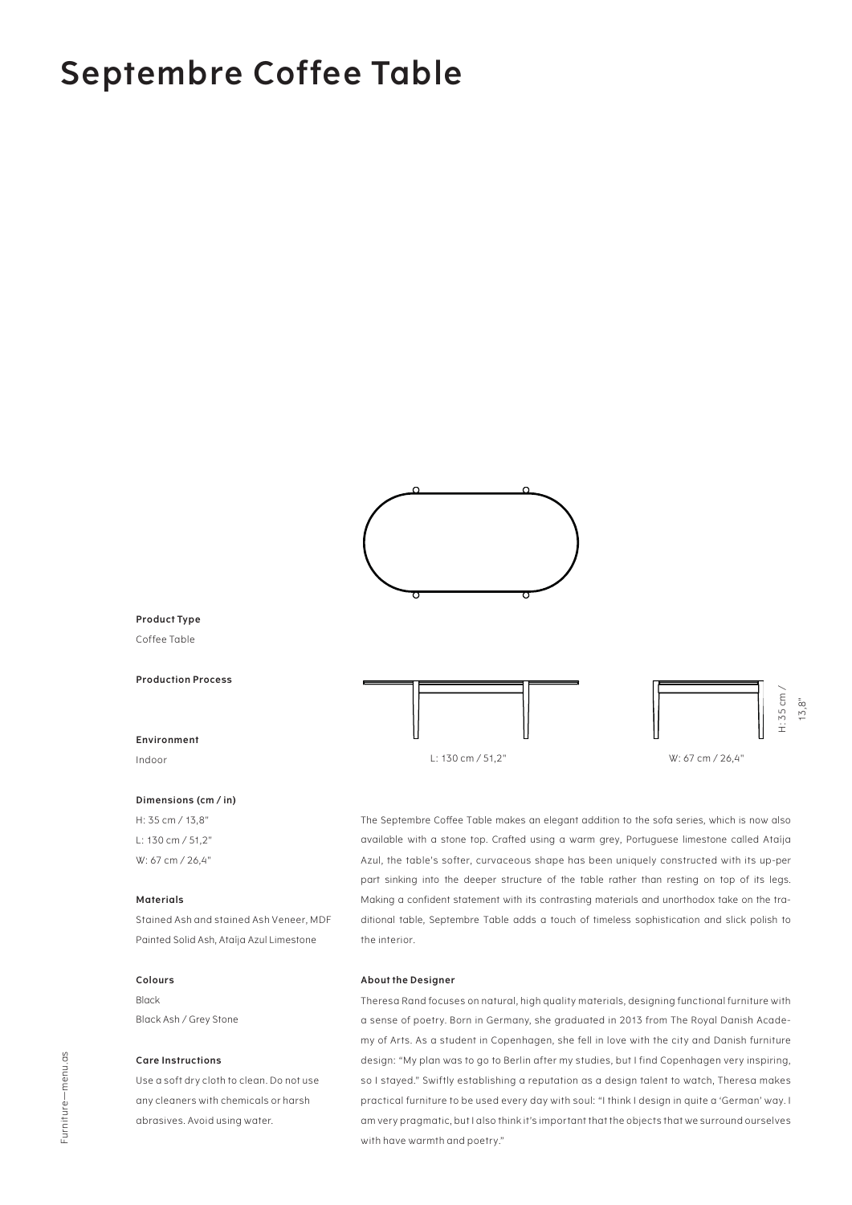# Septembre Coffee Table

L: 130 cm / 51,2"

W: 67 cm / 26,4"

H: 35 cm / 13,8"

**Product Type**

Coffee Table

**Production Process**

**Environment**

Indoor

**Dimensions (cm / in)**

H: 35 cm / 13,8"
L: 130 cm / 51,2"
W: 67 cm / 26,4"

**Materials**

Stained Ash and stained Ash Veneer, MDF
Painted Solid Ash, Ataija Azul Limestone

**Colours**

Black
Black Ash / Grey Stone

**Care Instructions**

Use a soft dry cloth to clean. Do not use any cleaners with chemicals or harsh abrasives. Avoid using water.

The Septembre Coffee Table makes an elegant addition to the sofa series, which is now also available with a stone top. Crafted using a warm grey, Portuguese limestone called Ataija Azul, the table's softer, curvaceous shape has been uniquely constructed with its up-per part sinking into the deeper structure of the table rather than resting on top of its legs. Making a confident statement with its contrasting materials and unorthodox take on the tra-ditional table, Septembre Table adds a touch of timeless sophistication and slick polish to the interior.

**About the Designer**

Theresa Rand focuses on natural, high quality materials, designing functional furniture with a sense of poetry. Born in Germany, she graduated in 2013 from The Royal Danish Acade-my of Arts. As a student in Copenhagen, she fell in love with the city and Danish furniture design: "My plan was to go to Berlin after my studies, but I find Copenhagen very inspiring, so I stayed." Swiftly establishing a reputation as a design talent to watch, Theresa makes practical furniture to be used every day with soul: "I think I design in quite a 'German' way. I am very pragmatic, but I also think it's important that the objects that we surround ourselves with have warmth and poetry."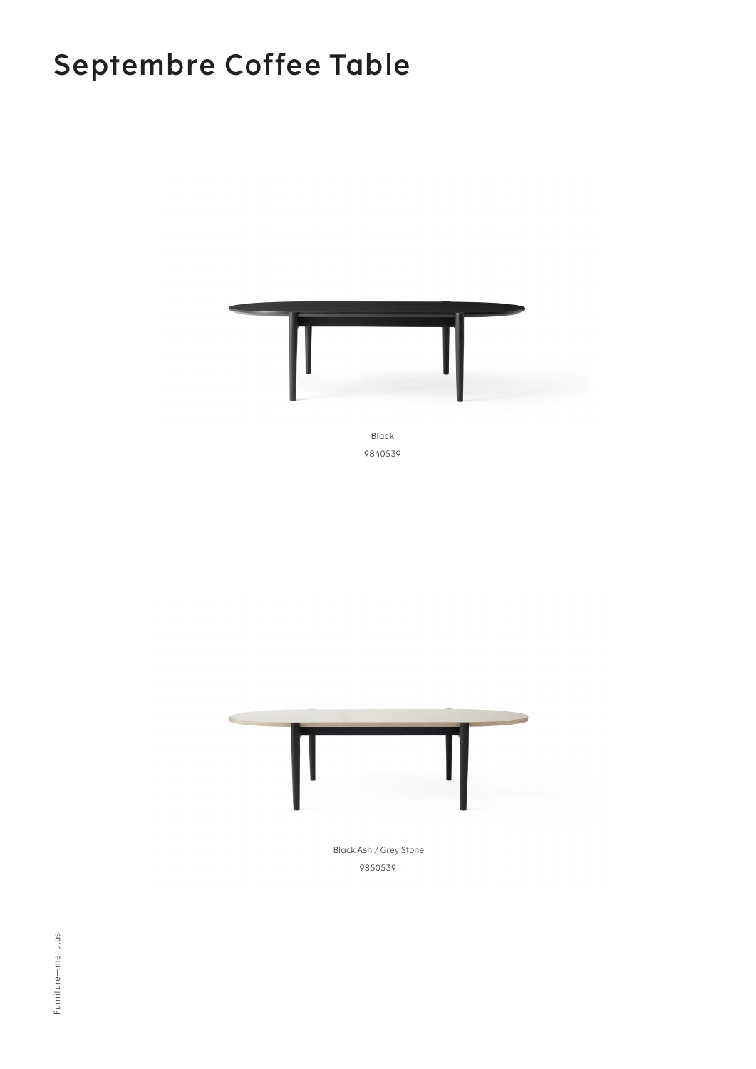# Septembre Coffee Table

Black

9840539

Black Ash / Grey Stone

9850539